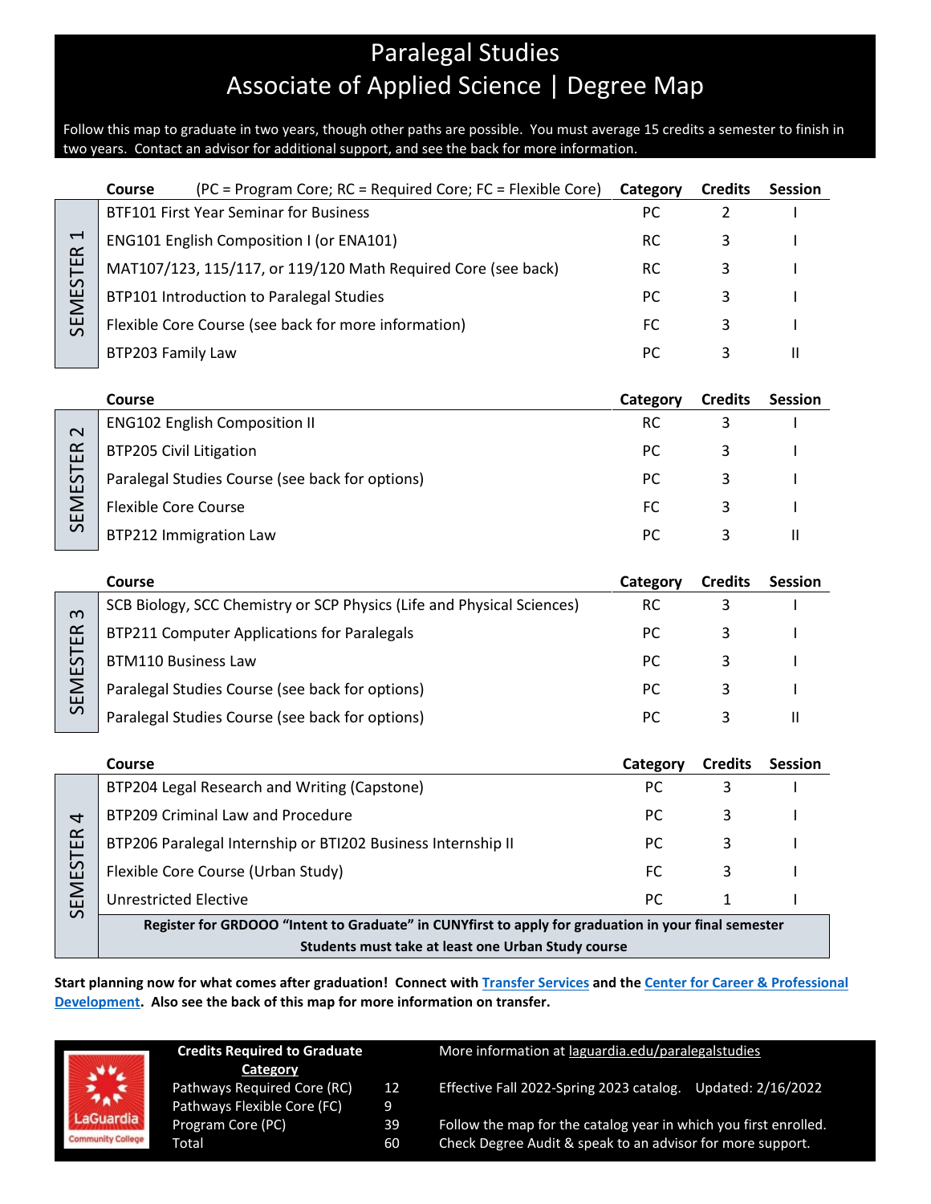# Paralegal Studies
## Associate of Applied Science | Degree Map

Follow this map to graduate in two years, though other paths are possible. You must average 15 credits a semester to finish in two years. Contact an advisor for additional support, and see the back for more information.

### SEMESTER 1

| Course (PC = Program Core; RC = Required Core; FC = Flexible Core) | Category | Credits | Session |
|---|---|---|---|
| BTF101 First Year Seminar for Business | PC | 2 | I |
| ENG101 English Composition I (or ENA101) | RC | 3 | I |
| MAT107/123, 115/117, or 119/120 Math Required Core (see back) | RC | 3 | I |
| BTP101 Introduction to Paralegal Studies | PC | 3 | I |
| Flexible Core Course (see back for more information) | FC | 3 | I |
| BTP203 Family Law | PC | 3 | II |

### SEMESTER 2

| Course | Category | Credits | Session |
|---|---|---|---|
| ENG102 English Composition II | RC | 3 | I |
| BTP205 Civil Litigation | PC | 3 | I |
| Paralegal Studies Course (see back for options) | PC | 3 | I |
| Flexible Core Course | FC | 3 | I |
| BTP212 Immigration Law | PC | 3 | II |

### SEMESTER 3

| Course | Category | Credits | Session |
|---|---|---|---|
| SCB Biology, SCC Chemistry or SCP Physics (Life and Physical Sciences) | RC | 3 | I |
| BTP211 Computer Applications for Paralegals | PC | 3 | I |
| BTM110 Business Law | PC | 3 | I |
| Paralegal Studies Course (see back for options) | PC | 3 | I |
| Paralegal Studies Course (see back for options) | PC | 3 | II |

### SEMESTER 4

| Course | Category | Credits | Session |
|---|---|---|---|
| BTP204 Legal Research and Writing (Capstone) | PC | 3 | I |
| BTP209 Criminal Law and Procedure | PC | 3 | I |
| BTP206 Paralegal Internship or BTI202 Business Internship II | PC | 3 | I |
| Flexible Core Course (Urban Study) | FC | 3 | I |
| Unrestricted Elective | PC | 1 | I |

**Register for GRDOOO "Intent to Graduate" in CUNYfirst to apply for graduation in your final semester**

**Students must take at least one Urban Study course**

**Start planning now for what comes after graduation! Connect with Transfer Services and the Center for Career & Professional Development. Also see the back of this map for more information on transfer.**

**Credits Required to Graduate**

| Category | |
|---|---|
| Pathways Required Core (RC) | 12 |
| Pathways Flexible Core (FC) | 9 |
| Program Core (PC) | 39 |
| Total | 60 |

More information at laguardia.edu/paralegalstudies

Effective Fall 2022-Spring 2023 catalog. Updated: 2/16/2022

Follow the map for the catalog year in which you first enrolled. Check Degree Audit & speak to an advisor for more support.

LaGuardia Community College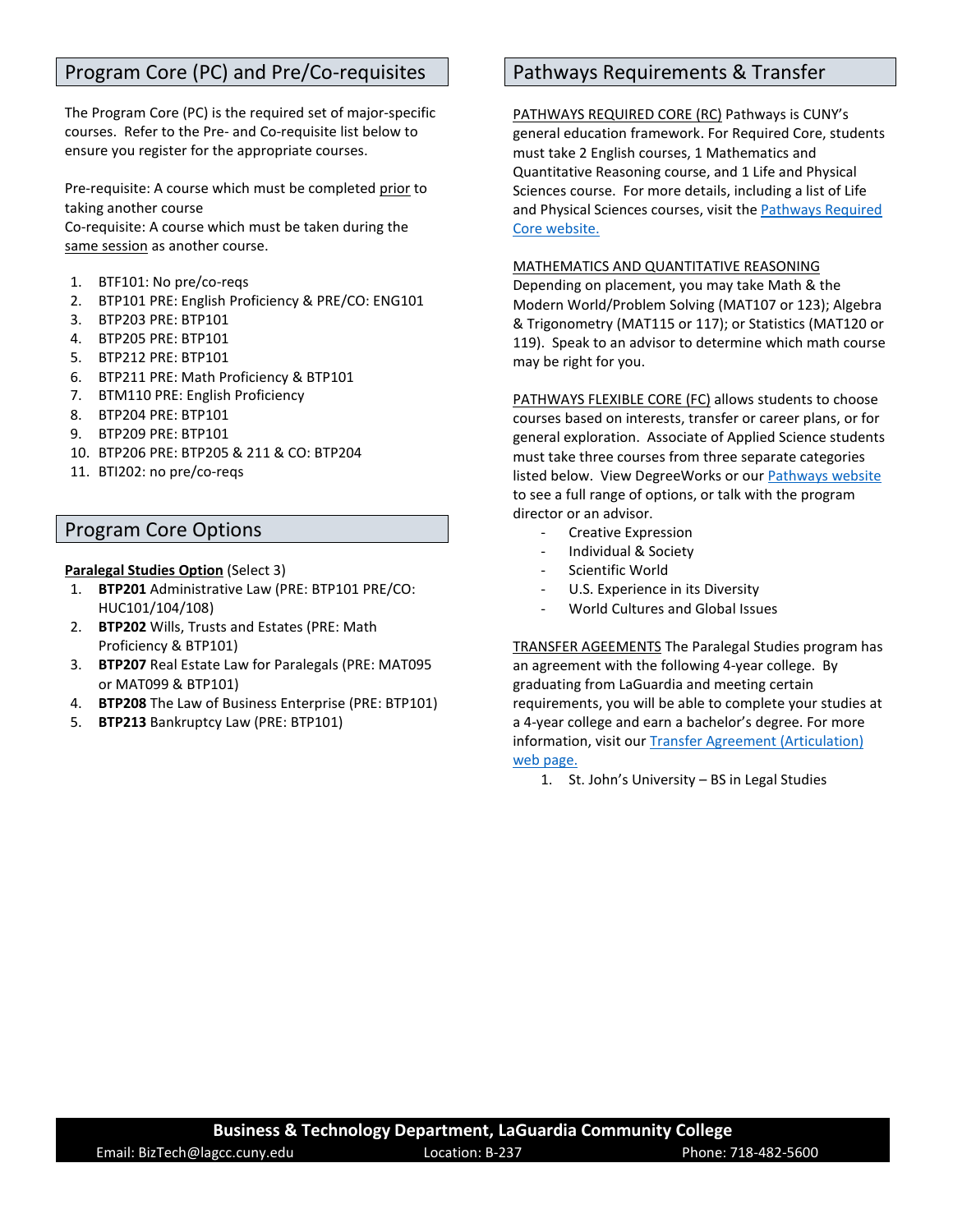## Program Core (PC) and Pre/Co-requisites

The Program Core (PC) is the required set of major-specific courses. Refer to the Pre- and Co-requisite list below to ensure you register for the appropriate courses.

Pre-requisite: A course which must be completed prior to taking another course
Co-requisite: A course which must be taken during the same session as another course.

1. BTF101: No pre/co-reqs
2. BTP101 PRE: English Proficiency & PRE/CO: ENG101
3. BTP203 PRE: BTP101
4. BTP205 PRE: BTP101
5. BTP212 PRE: BTP101
6. BTP211 PRE: Math Proficiency & BTP101
7. BTM110 PRE: English Proficiency
8. BTP204 PRE: BTP101
9. BTP209 PRE: BTP101
10. BTP206 PRE: BTP205 & 211 & CO: BTP204
11. BTI202: no pre/co-reqs

## Program Core Options

**Paralegal Studies Option** (Select 3)

1. **BTP201** Administrative Law (PRE: BTP101 PRE/CO: HUC101/104/108)
2. **BTP202** Wills, Trusts and Estates (PRE: Math Proficiency & BTP101)
3. **BTP207** Real Estate Law for Paralegals (PRE: MAT095 or MAT099 & BTP101)
4. **BTP208** The Law of Business Enterprise (PRE: BTP101)
5. **BTP213** Bankruptcy Law (PRE: BTP101)

## Pathways Requirements & Transfer

PATHWAYS REQUIRED CORE (RC) Pathways is CUNY's general education framework. For Required Core, students must take 2 English courses, 1 Mathematics and Quantitative Reasoning course, and 1 Life and Physical Sciences course. For more details, including a list of Life and Physical Sciences courses, visit the Pathways Required Core website.

MATHEMATICS AND QUANTITATIVE REASONING Depending on placement, you may take Math & the Modern World/Problem Solving (MAT107 or 123); Algebra & Trigonometry (MAT115 or 117); or Statistics (MAT120 or 119). Speak to an advisor to determine which math course may be right for you.

PATHWAYS FLEXIBLE CORE (FC) allows students to choose courses based on interests, transfer or career plans, or for general exploration. Associate of Applied Science students must take three courses from three separate categories listed below. View DegreeWorks or our Pathways website to see a full range of options, or talk with the program director or an advisor.

- Creative Expression
- Individual & Society
- Scientific World
- U.S. Experience in its Diversity
- World Cultures and Global Issues

TRANSFER AGEEMENTS The Paralegal Studies program has an agreement with the following 4-year college. By graduating from LaGuardia and meeting certain requirements, you will be able to complete your studies at a 4-year college and earn a bachelor's degree. For more information, visit our Transfer Agreement (Articulation) web page.

1. St. John's University – BS in Legal Studies

**Business & Technology Department, LaGuardia Community College**

Email: BizTech@lagcc.cuny.edu  Location: B-237  Phone: 718-482-5600